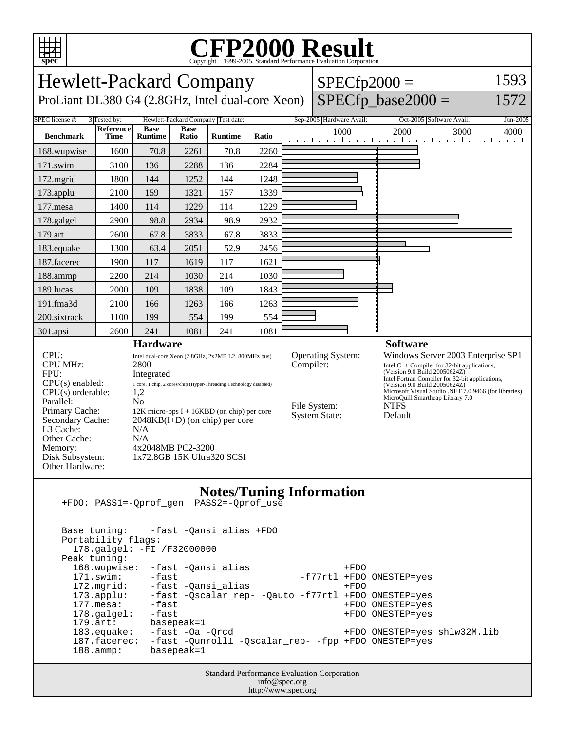# CFP2000 Result

Copyright 1999-2005, Standard Performance Evaluation Corporation

## Hewlett-Packard Company

ProLiant DL380 G4 (2.8GHz, Intel dual-core Xeon)

SPECfp2000 = 1593

SPECfp_base2000 = 1572

| SPEC license #: | 3 | Tested by: | Hewlett-Packard Company | Test date: | Sep-2005 | Hardware Avail: | Oct-2005 | Software Avail: | Jun-2005 |
|---|---|---|---|---|---|---|---|---|---|

| Benchmark | Reference Time | Base Runtime | Base Ratio | Runtime | Ratio |
|---|---|---|---|---|---|
| 168.wupwise | 1600 | 70.8 | 2261 | 70.8 | 2260 |
| 171.swim | 3100 | 136 | 2288 | 136 | 2284 |
| 172.mgrid | 1800 | 144 | 1252 | 144 | 1248 |
| 173.applu | 2100 | 159 | 1321 | 157 | 1339 |
| 177.mesa | 1400 | 114 | 1229 | 114 | 1229 |
| 178.galgel | 2900 | 98.8 | 2934 | 98.9 | 2932 |
| 179.art | 2600 | 67.8 | 3833 | 67.8 | 3833 |
| 183.equake | 1300 | 63.4 | 2051 | 52.9 | 2456 |
| 187.facerec | 1900 | 117 | 1619 | 117 | 1621 |
| 188.ammp | 2200 | 214 | 1030 | 214 | 1030 |
| 189.lucas | 2000 | 109 | 1838 | 109 | 1843 |
| 191.fma3d | 2100 | 166 | 1263 | 166 | 1263 |
| 200.sixtrack | 1100 | 199 | 554 | 199 | 554 |
| 301.apsi | 2600 | 241 | 1081 | 241 | 1081 |

### Hardware

| | |
|---|---|
| CPU: | Intel dual-core Xeon (2.8GHz, 2x2MB L2, 800MHz bus) |
| CPU MHz: | 2800 |
| FPU: | Integrated |
| CPU(s) enabled: | 1 core, 1 chip, 2 cores/chip (Hyper-Threading Technology disabled) |
| CPU(s) orderable: | 1,2 |
| Parallel: | No |
| Primary Cache: | 12K micro-ops I + 16KBD (on chip) per core |
| Secondary Cache: | 2048KB(I+D) (on chip) per core |
| L3 Cache: | N/A |
| Other Cache: | N/A |
| Memory: | 4x2048MB PC2-3200 |
| Disk Subsystem: | 1x72.8GB 15K Ultra320 SCSI |
| Other Hardware: | |

### Software

| | |
|---|---|
| Operating System: | Windows Server 2003 Enterprise SP1 |
| Compiler: | Intel C++ Compiler for 32-bit applications, (Version 9.0 Build 20050624Z) Intel Fortran Compiler for 32-bit applications, (Version 9.0 Build 20050624Z) Microsoft Visual Studio .NET 7.0.9466 (for libraries) MicroQuill Smartheap Library 7.0 |
| File System: | NTFS |
| System State: | Default |

### Notes/Tuning Information

```
+FDO: PASS1=-Qprof_gen  PASS2=-Qprof_use


Base tuning:    -fast -Qansi_alias +FDO
Portability flags:
  178.galgel: -FI /F32000000
Peak tuning:
  168.wupwise:  -fast -Qansi_alias                  +FDO
  171.swim:     -fast                        -f77rtl +FDO ONESTEP=yes
  172.mgrid:    -fast -Qansi_alias                  +FDO
  173.applu:    -fast -Qscalar_rep- -Qauto -f77rtl +FDO ONESTEP=yes
  177.mesa:     -fast                               +FDO ONESTEP=yes
  178.galgel:   -fast                               +FDO ONESTEP=yes
  179.art:      basepeak=1
  183.equake:   -fast -Oa -Qrcd                     +FDO ONESTEP=yes shlw32M.lib
  187.facerec:  -fast -Qunroll1 -Qscalar_rep- -fpp +FDO ONESTEP=yes
  188.ammp:     basepeak=1
```

Standard Performance Evaluation Corporation
info@spec.org
http://www.spec.org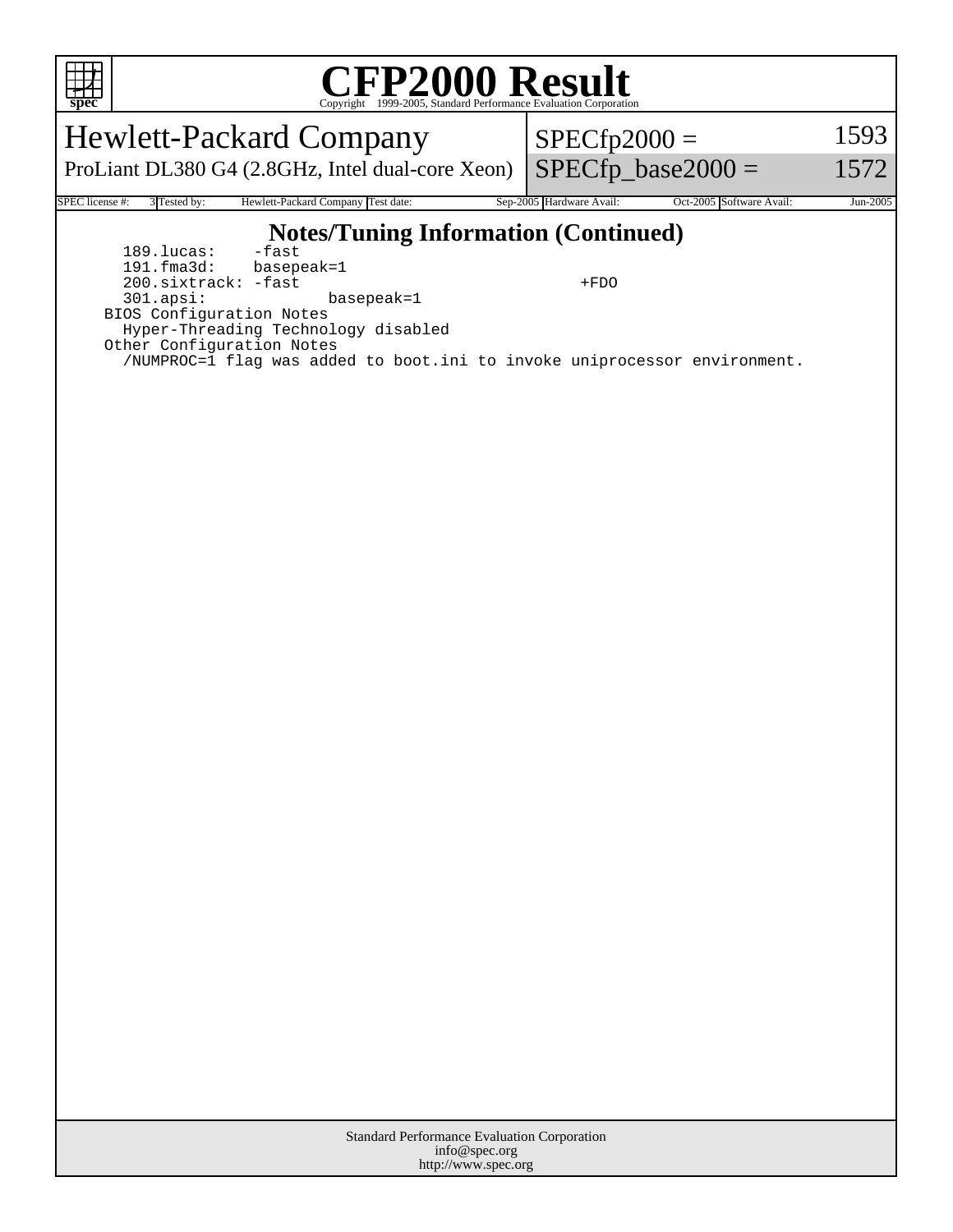# CFP2000 Result

Copyright 1999-2005, Standard Performance Evaluation Corporation

## Hewlett-Packard Company

ProLiant DL380 G4 (2.8GHz, Intel dual-core Xeon)

SPECfp2000 = 1593

SPECfp_base2000 = 1572

| SPEC license #: | 3 | Tested by: | Hewlett-Packard Company | Test date: | Sep-2005 | Hardware Avail: | Oct-2005 | Software Avail: | Jun-2005 |
|---|---|---|---|---|---|---|---|---|---|

### Notes/Tuning Information (Continued)

```
      189.lucas:    -fast
      191.fma3d:    basepeak=1
      200.sixtrack: -fast                                  +FDO
      301.apsi:             basepeak=1
    BIOS Configuration Notes
      Hyper-Threading Technology disabled
    Other Configuration Notes
      /NUMPROC=1 flag was added to boot.ini to invoke uniprocessor environment.
```

Standard Performance Evaluation Corporation
info@spec.org
http://www.spec.org